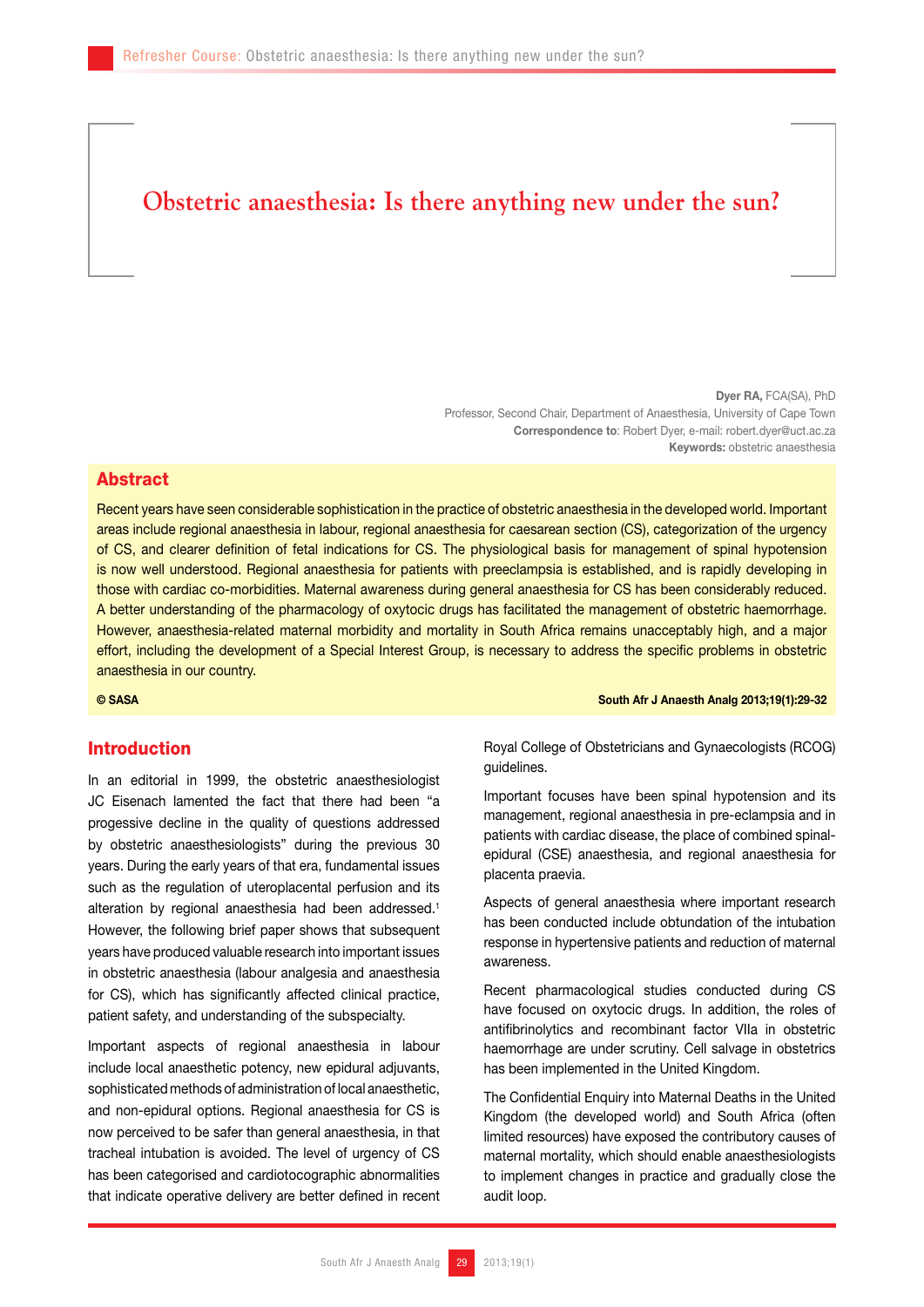# Obstetric anaesthesia: Is there anything new under the sun?

**Dyer RA,** FCA(SA), PhD
Professor, Second Chair, Department of Anaesthesia, University of Cape Town
**Correspondence to**: Robert Dyer, e-mail: robert.dyer@uct.ac.za
**Keywords:** obstetric anaesthesia

## Abstract

Recent years have seen considerable sophistication in the practice of obstetric anaesthesia in the developed world. Important areas include regional anaesthesia in labour, regional anaesthesia for caesarean section (CS), categorization of the urgency of CS, and clearer definition of fetal indications for CS. The physiological basis for management of spinal hypotension is now well understood. Regional anaesthesia for patients with preeclampsia is established, and is rapidly developing in those with cardiac co-morbidities. Maternal awareness during general anaesthesia for CS has been considerably reduced. A better understanding of the pharmacology of oxytocic drugs has facilitated the management of obstetric haemorrhage. However, anaesthesia-related maternal morbidity and mortality in South Africa remains unacceptably high, and a major effort, including the development of a Special Interest Group, is necessary to address the specific problems in obstetric anaesthesia in our country.

**© SASA**

**South Afr J Anaesth Analg 2013;19(1):29-32**

## Introduction

In an editorial in 1999, the obstetric anaesthesiologist JC Eisenach lamented the fact that there had been "a progessive decline in the quality of questions addressed by obstetric anaesthesiologists" during the previous 30 years. During the early years of that era, fundamental issues such as the regulation of uteroplacental perfusion and its alteration by regional anaesthesia had been addressed.[1] However, the following brief paper shows that subsequent years have produced valuable research into important issues in obstetric anaesthesia (labour analgesia and anaesthesia for CS), which has significantly affected clinical practice, patient safety, and understanding of the subspecialty.

Important aspects of regional anaesthesia in labour include local anaesthetic potency, new epidural adjuvants, sophisticated methods of administration of local anaesthetic, and non-epidural options. Regional anaesthesia for CS is now perceived to be safer than general anaesthesia, in that tracheal intubation is avoided. The level of urgency of CS has been categorised and cardiotocographic abnormalities that indicate operative delivery are better defined in recent Royal College of Obstetricians and Gynaecologists (RCOG) guidelines.

Important focuses have been spinal hypotension and its management, regional anaesthesia in pre-eclampsia and in patients with cardiac disease, the place of combined spinal-epidural (CSE) anaesthesia, and regional anaesthesia for placenta praevia.

Aspects of general anaesthesia where important research has been conducted include obtundation of the intubation response in hypertensive patients and reduction of maternal awareness.

Recent pharmacological studies conducted during CS have focused on oxytocic drugs. In addition, the roles of antifibrinolytics and recombinant factor VIIa in obstetric haemorrhage are under scrutiny. Cell salvage in obstetrics has been implemented in the United Kingdom.

The Confidential Enquiry into Maternal Deaths in the United Kingdom (the developed world) and South Africa (often limited resources) have exposed the contributory causes of maternal mortality, which should enable anaesthesiologists to implement changes in practice and gradually close the audit loop.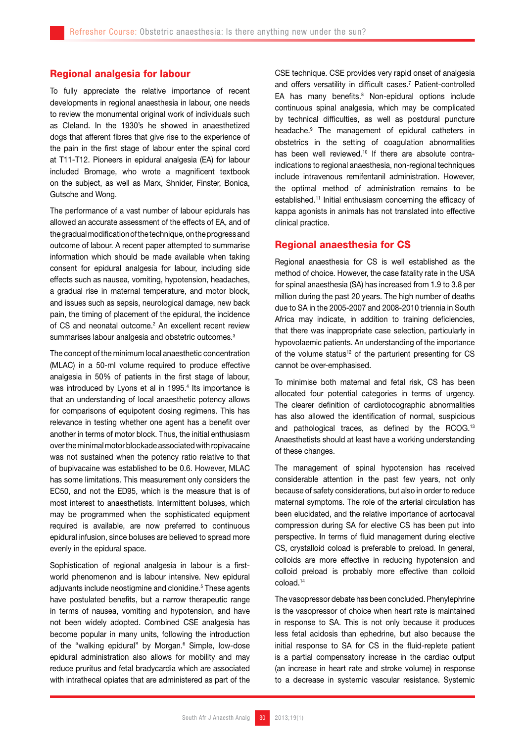## Regional analgesia for labour

To fully appreciate the relative importance of recent developments in regional anaesthesia in labour, one needs to review the monumental original work of individuals such as Cleland. In the 1930's he showed in anaesthetized dogs that afferent fibres that give rise to the experience of the pain in the first stage of labour enter the spinal cord at T11-T12. Pioneers in epidural analgesia (EA) for labour included Bromage, who wrote a magnificent textbook on the subject, as well as Marx, Shnider, Finster, Bonica, Gutsche and Wong.

The performance of a vast number of labour epidurals has allowed an accurate assessment of the effects of EA, and of the gradual modification of the technique, on the progress and outcome of labour. A recent paper attempted to summarise information which should be made available when taking consent for epidural analgesia for labour, including side effects such as nausea, vomiting, hypotension, headaches, a gradual rise in maternal temperature, and motor block, and issues such as sepsis, neurological damage, new back pain, the timing of placement of the epidural, the incidence of CS and neonatal outcome.[2] An excellent recent review summarises labour analgesia and obstetric outcomes.[3]

The concept of the minimum local anaesthetic concentration (MLAC) in a 50-ml volume required to produce effective analgesia in 50% of patients in the first stage of labour, was introduced by Lyons et al in 1995.[4] Its importance is that an understanding of local anaesthetic potency allows for comparisons of equipotent dosing regimens. This has relevance in testing whether one agent has a benefit over another in terms of motor block. Thus, the initial enthusiasm over the minimal motor blockade associated with ropivacaine was not sustained when the potency ratio relative to that of bupivacaine was established to be 0.6. However, MLAC has some limitations. This measurement only considers the EC50, and not the ED95, which is the measure that is of most interest to anaesthetists. Intermittent boluses, which may be programmed when the sophisticated equipment required is available, are now preferred to continuous epidural infusion, since boluses are believed to spread more evenly in the epidural space.

Sophistication of regional analgesia in labour is a first-world phenomenon and is labour intensive. New epidural adjuvants include neostigmine and clonidine.[5] These agents have postulated benefits, but a narrow therapeutic range in terms of nausea, vomiting and hypotension, and have not been widely adopted. Combined CSE analgesia has become popular in many units, following the introduction of the "walking epidural" by Morgan.[6] Simple, low-dose epidural administration also allows for mobility and may reduce pruritus and fetal bradycardia which are associated with intrathecal opiates that are administered as part of the CSE technique. CSE provides very rapid onset of analgesia and offers versatility in difficult cases.[7] Patient-controlled EA has many benefits.[8] Non-epidural options include continuous spinal analgesia, which may be complicated by technical difficulties, as well as postdural puncture headache.[9] The management of epidural catheters in obstetrics in the setting of coagulation abnormalities has been well reviewed.[10] If there are absolute contra-indications to regional anaesthesia, non-regional techniques include intravenous remifentanil administration. However, the optimal method of administration remains to be established.[11] Initial enthusiasm concerning the efficacy of kappa agonists in animals has not translated into effective clinical practice.

## Regional anaesthesia for CS

Regional anaesthesia for CS is well established as the method of choice. However, the case fatality rate in the USA for spinal anaesthesia (SA) has increased from 1.9 to 3.8 per million during the past 20 years. The high number of deaths due to SA in the 2005-2007 and 2008-2010 triennia in South Africa may indicate, in addition to training deficiencies, that there was inappropriate case selection, particularly in hypovolaemic patients. An understanding of the importance of the volume status[12] of the parturient presenting for CS cannot be over-emphasised.

To minimise both maternal and fetal risk, CS has been allocated four potential categories in terms of urgency. The clearer definition of cardiotocographic abnormalities has also allowed the identification of normal, suspicious and pathological traces, as defined by the RCOG.[13] Anaesthetists should at least have a working understanding of these changes.

The management of spinal hypotension has received considerable attention in the past few years, not only because of safety considerations, but also in order to reduce maternal symptoms. The role of the arterial circulation has been elucidated, and the relative importance of aortocaval compression during SA for elective CS has been put into perspective. In terms of fluid management during elective CS, crystalloid coload is preferable to preload. In general, colloids are more effective in reducing hypotension and colloid preload is probably more effective than colloid coload.[14]

The vasopressor debate has been concluded. Phenylephrine is the vasopressor of choice when heart rate is maintained in response to SA. This is not only because it produces less fetal acidosis than ephedrine, but also because the initial response to SA for CS in the fluid-replete patient is a partial compensatory increase in the cardiac output (an increase in heart rate and stroke volume) in response to a decrease in systemic vascular resistance. Systemic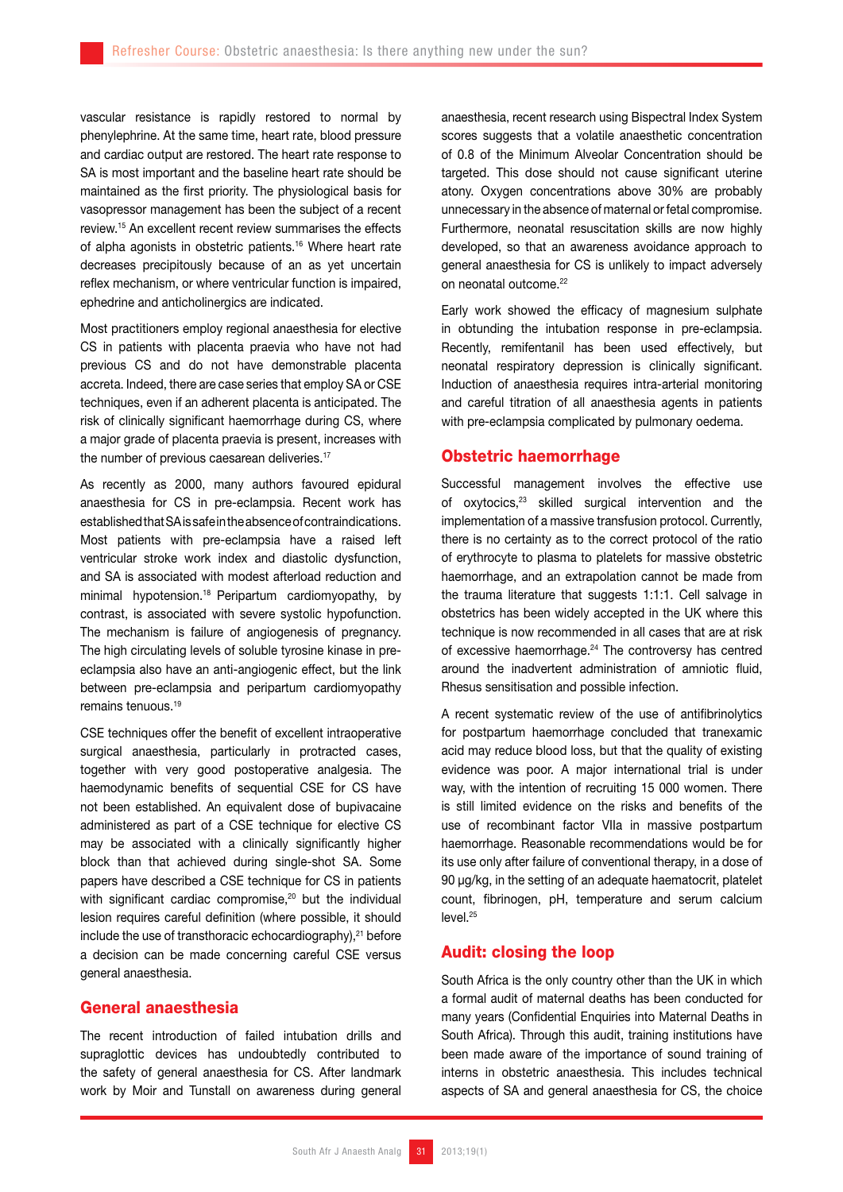vascular resistance is rapidly restored to normal by phenylephrine. At the same time, heart rate, blood pressure and cardiac output are restored. The heart rate response to SA is most important and the baseline heart rate should be maintained as the first priority. The physiological basis for vasopressor management has been the subject of a recent review.[15] An excellent recent review summarises the effects of alpha agonists in obstetric patients.[16] Where heart rate decreases precipitously because of an as yet uncertain reflex mechanism, or where ventricular function is impaired, ephedrine and anticholinergics are indicated.

Most practitioners employ regional anaesthesia for elective CS in patients with placenta praevia who have not had previous CS and do not have demonstrable placenta accreta. Indeed, there are case series that employ SA or CSE techniques, even if an adherent placenta is anticipated. The risk of clinically significant haemorrhage during CS, where a major grade of placenta praevia is present, increases with the number of previous caesarean deliveries.[17]

As recently as 2000, many authors favoured epidural anaesthesia for CS in pre-eclampsia. Recent work has established that SA is safe in the absence of contraindications. Most patients with pre-eclampsia have a raised left ventricular stroke work index and diastolic dysfunction, and SA is associated with modest afterload reduction and minimal hypotension.[18] Peripartum cardiomyopathy, by contrast, is associated with severe systolic hypofunction. The mechanism is failure of angiogenesis of pregnancy. The high circulating levels of soluble tyrosine kinase in pre-eclampsia also have an anti-angiogenic effect, but the link between pre-eclampsia and peripartum cardiomyopathy remains tenuous.[19]

CSE techniques offer the benefit of excellent intraoperative surgical anaesthesia, particularly in protracted cases, together with very good postoperative analgesia. The haemodynamic benefits of sequential CSE for CS have not been established. An equivalent dose of bupivacaine administered as part of a CSE technique for elective CS may be associated with a clinically significantly higher block than that achieved during single-shot SA. Some papers have described a CSE technique for CS in patients with significant cardiac compromise,[20] but the individual lesion requires careful definition (where possible, it should include the use of transthoracic echocardiography),[21] before a decision can be made concerning careful CSE versus general anaesthesia.

## General anaesthesia

The recent introduction of failed intubation drills and supraglottic devices has undoubtedly contributed to the safety of general anaesthesia for CS. After landmark work by Moir and Tunstall on awareness during general anaesthesia, recent research using Bispectral Index System scores suggests that a volatile anaesthetic concentration of 0.8 of the Minimum Alveolar Concentration should be targeted. This dose should not cause significant uterine atony. Oxygen concentrations above 30% are probably unnecessary in the absence of maternal or fetal compromise. Furthermore, neonatal resuscitation skills are now highly developed, so that an awareness avoidance approach to general anaesthesia for CS is unlikely to impact adversely on neonatal outcome.[22]

Early work showed the efficacy of magnesium sulphate in obtunding the intubation response in pre-eclampsia. Recently, remifentanil has been used effectively, but neonatal respiratory depression is clinically significant. Induction of anaesthesia requires intra-arterial monitoring and careful titration of all anaesthesia agents in patients with pre-eclampsia complicated by pulmonary oedema.

## Obstetric haemorrhage

Successful management involves the effective use of oxytocics,[23] skilled surgical intervention and the implementation of a massive transfusion protocol. Currently, there is no certainty as to the correct protocol of the ratio of erythrocyte to plasma to platelets for massive obstetric haemorrhage, and an extrapolation cannot be made from the trauma literature that suggests 1:1:1. Cell salvage in obstetrics has been widely accepted in the UK where this technique is now recommended in all cases that are at risk of excessive haemorrhage.[24] The controversy has centred around the inadvertent administration of amniotic fluid, Rhesus sensitisation and possible infection.

A recent systematic review of the use of antifibrinolytics for postpartum haemorrhage concluded that tranexamic acid may reduce blood loss, but that the quality of existing evidence was poor. A major international trial is under way, with the intention of recruiting 15 000 women. There is still limited evidence on the risks and benefits of the use of recombinant factor VIIa in massive postpartum haemorrhage. Reasonable recommendations would be for its use only after failure of conventional therapy, in a dose of 90 µg/kg, in the setting of an adequate haematocrit, platelet count, fibrinogen, pH, temperature and serum calcium level.[25]

## Audit: closing the loop

South Africa is the only country other than the UK in which a formal audit of maternal deaths has been conducted for many years (Confidential Enquiries into Maternal Deaths in South Africa). Through this audit, training institutions have been made aware of the importance of sound training of interns in obstetric anaesthesia. This includes technical aspects of SA and general anaesthesia for CS, the choice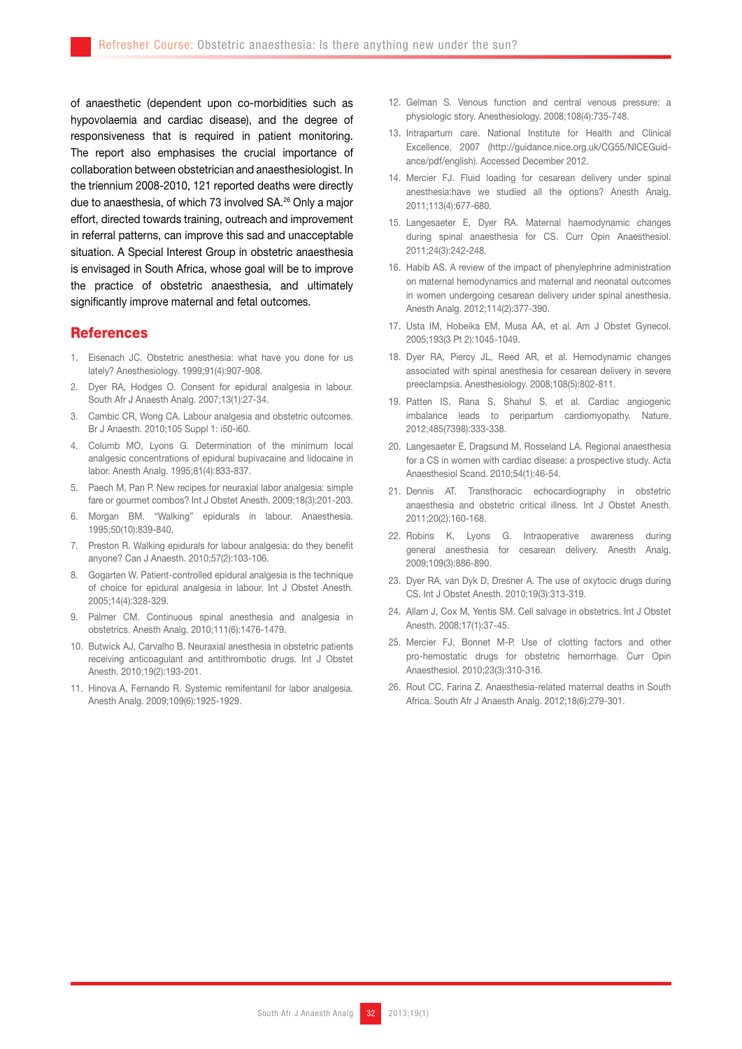of anaesthetic (dependent upon co-morbidities such as hypovolaemia and cardiac disease), and the degree of responsiveness that is required in patient monitoring. The report also emphasises the crucial importance of collaboration between obstetrician and anaesthesiologist. In the triennium 2008-2010, 121 reported deaths were directly due to anaesthesia, of which 73 involved SA.[26] Only a major effort, directed towards training, outreach and improvement in referral patterns, can improve this sad and unacceptable situation. A Special Interest Group in obstetric anaesthesia is envisaged in South Africa, whose goal will be to improve the practice of obstetric anaesthesia, and ultimately significantly improve maternal and fetal outcomes.

## References

1. Eisenach JC. Obstetric anesthesia: what have you done for us lately? Anesthesiology. 1999;91(4):907-908.
2. Dyer RA, Hodges O. Consent for epidural analgesia in labour. South Afr J Anaesth Analg. 2007;13(1):27-34.
3. Cambic CR, Wong CA. Labour analgesia and obstetric outcomes. Br J Anaesth. 2010;105 Suppl 1: i50-i60.
4. Columb MO, Lyons G. Determination of the minimum local analgesic concentrations of epidural bupivacaine and lidocaine in labor. Anesth Analg. 1995;81(4):833-837.
5. Paech M, Pan P. New recipes for neuraxial labor analgesia: simple fare or gourmet combos? Int J Obstet Anesth. 2009;18(3):201-203.
6. Morgan BM. "Walking" epidurals in labour. Anaesthesia. 1995;50(10):839-840.
7. Preston R. Walking epidurals for labour analgesia: do they benefit anyone? Can J Anaesth. 2010;57(2):103-106.
8. Gogarten W. Patient-controlled epidural analgesia is the technique of choice for epidural analgesia in labour. Int J Obstet Anesth. 2005;14(4):328-329.
9. Palmer CM. Continuous spinal anesthesia and analgesia in obstetrics. Anesth Analg. 2010;111(6):1476-1479.
10. Butwick AJ, Carvalho B. Neuraxial anesthesia in obstetric patients receiving anticoagulant and antithrombotic drugs. Int J Obstet Anesth. 2010;19(2):193-201.
11. Hinova A, Fernando R. Systemic remifentanil for labor analgesia. Anesth Analg. 2009;109(6):1925-1929.
12. Gelman S. Venous function and central venous pressure: a physiologic story. Anesthesiology. 2008;108(4):735-748.
13. Intrapartum care. National Institute for Health and Clinical Excellence, 2007 (http://guidance.nice.org.uk/CG55/NICEGuidance/pdf/english). Accessed December 2012.
14. Mercier FJ. Fluid loading for cesarean delivery under spinal anesthesia:have we studied all the options? Anesth Analg. 2011;113(4):677-680.
15. Langesaeter E, Dyer RA. Maternal haemodynamic changes during spinal anaesthesia for CS. Curr Opin Anaesthesiol. 2011;24(3):242-248.
16. Habib AS. A review of the impact of phenylephrine administration on maternal hemodynamics and maternal and neonatal outcomes in women undergoing cesarean delivery under spinal anesthesia. Anesth Analg. 2012;114(2):377-390.
17. Usta IM, Hobeika EM, Musa AA, et al. Am J Obstet Gynecol. 2005;193(3 Pt 2):1045-1049.
18. Dyer RA, Piercy JL, Reed AR, et al. Hemodynamic changes associated with spinal anesthesia for cesarean delivery in severe preeclampsia. Anesthesiology. 2008;108(5):802-811.
19. Patten IS, Rana S, Shahul S, et al. Cardiac angiogenic imbalance leads to peripartum cardiomyopathy. Nature. 2012;485(7398):333-338.
20. Langesaeter E, Dragsund M, Rosseland LA. Regional anaesthesia for a CS in women with cardiac disease: a prospective study. Acta Anaesthesiol Scand. 2010;54(1):46-54.
21. Dennis AT. Transthoracic echocardiography in obstetric anaesthesia and obstetric critical illness. Int J Obstet Anesth. 2011;20(2):160-168.
22. Robins K, Lyons G. Intraoperative awareness during general anesthesia for cesarean delivery. Anesth Analg. 2009;109(3):886-890.
23. Dyer RA, van Dyk D, Dresner A. The use of oxytocic drugs during CS. Int J Obstet Anesth. 2010;19(3):313-319.
24. Allam J, Cox M, Yentis SM. Cell salvage in obstetrics. Int J Obstet Anesth. 2008;17(1):37-45.
25. Mercier FJ, Bonnet M-P. Use of clotting factors and other pro-hemostatic drugs for obstetric hemorrhage. Curr Opin Anaesthesiol. 2010;23(3):310-316.
26. Rout CC, Farina Z. Anaesthesia-related maternal deaths in South Africa. South Afr J Anaesth Analg. 2012;18(6):279-301.